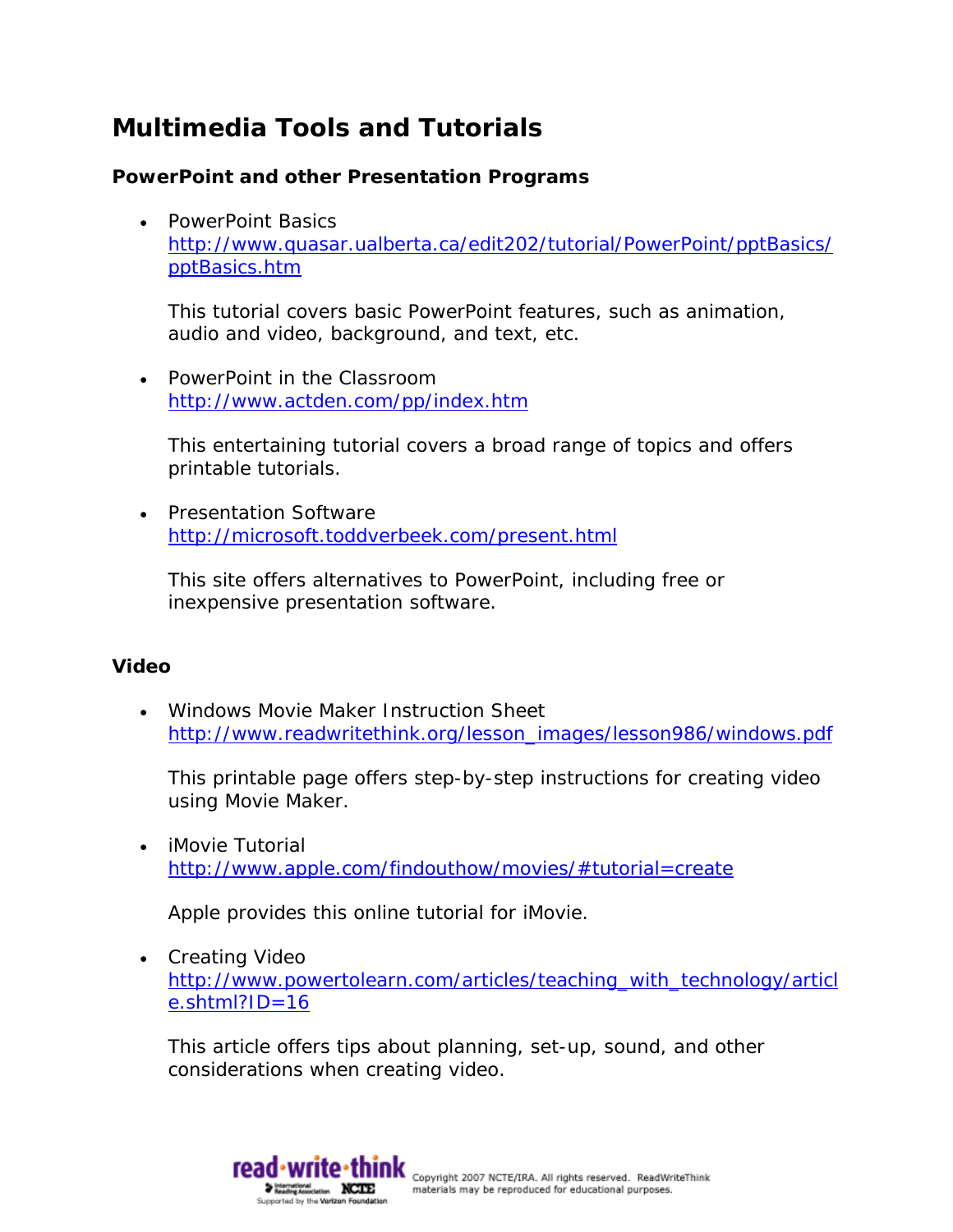# Multimedia Tools and Tutorials

### PowerPoint and other Presentation Programs

- PowerPoint Basics
  http://www.quasar.ualberta.ca/edit202/tutorial/PowerPoint/pptBasics/pptBasics.htm

  This tutorial covers basic PowerPoint features, such as animation, audio and video, background, and text, etc.

- PowerPoint in the Classroom
  http://www.actden.com/pp/index.htm

  This entertaining tutorial covers a broad range of topics and offers printable tutorials.

- Presentation Software
  http://microsoft.toddverbeek.com/present.html

  This site offers alternatives to PowerPoint, including free or inexpensive presentation software.

### Video

- Windows Movie Maker Instruction Sheet
  http://www.readwritethink.org/lesson_images/lesson986/windows.pdf

  This printable page offers step-by-step instructions for creating video using Movie Maker.

- iMovie Tutorial
  http://www.apple.com/findouthow/movies/#tutorial=create

  Apple provides this online tutorial for iMovie.

- Creating Video
  http://www.powertolearn.com/articles/teaching_with_technology/article.shtml?ID=16

  This article offers tips about planning, set-up, sound, and other considerations when creating video.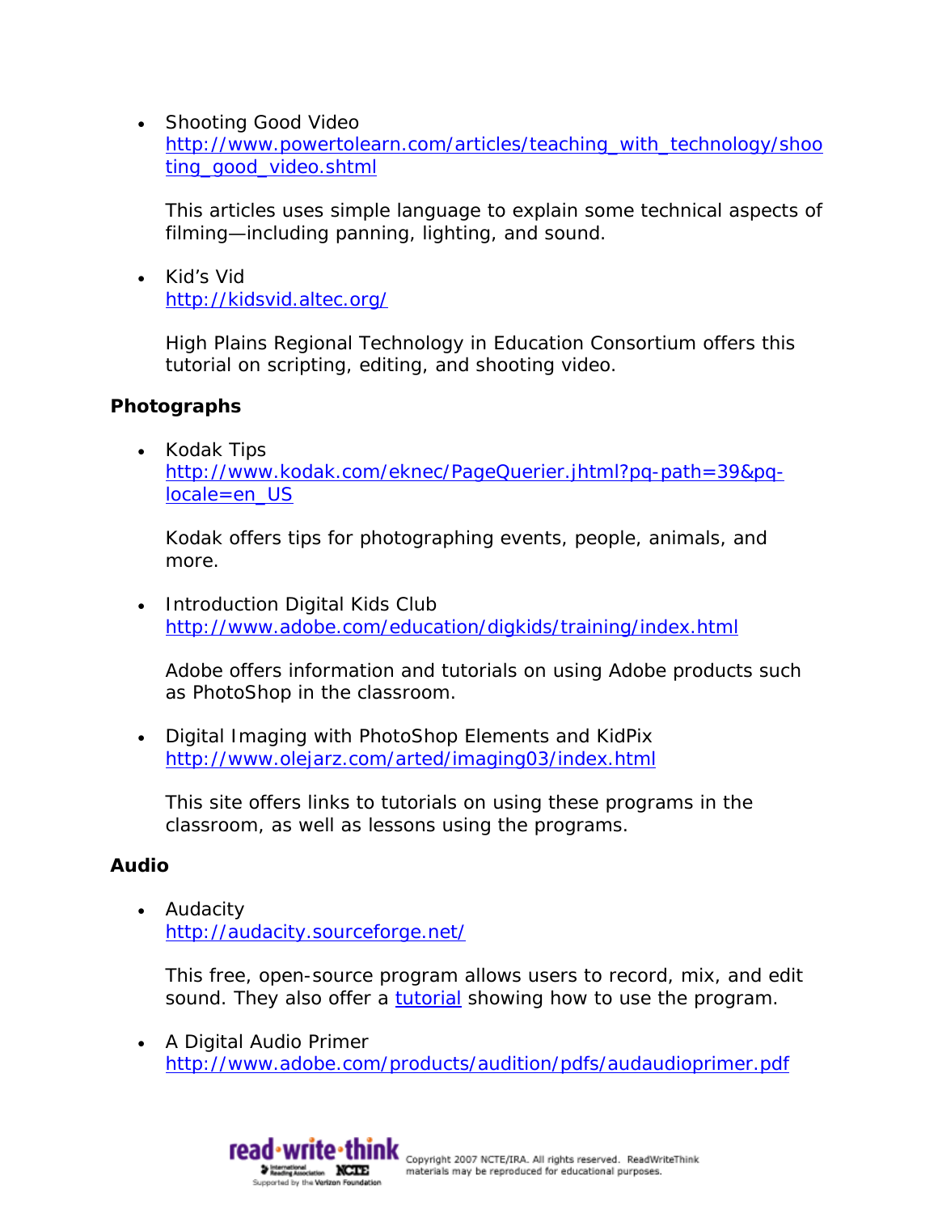- Shooting Good Video
  http://www.powertolearn.com/articles/teaching_with_technology/shooting_good_video.shtml

  This articles uses simple language to explain some technical aspects of filming—including panning, lighting, and sound.

- Kid's Vid
  http://kidsvid.altec.org/

  High Plains Regional Technology in Education Consortium offers this tutorial on scripting, editing, and shooting video.

**Photographs**

- Kodak Tips
  http://www.kodak.com/eknec/PageQuerier.jhtml?pq-path=39&pq-locale=en_US

  Kodak offers tips for photographing events, people, animals, and more.

- Introduction Digital Kids Club
  http://www.adobe.com/education/digkids/training/index.html

  Adobe offers information and tutorials on using Adobe products such as PhotoShop in the classroom.

- Digital Imaging with PhotoShop Elements and KidPix
  http://www.olejarz.com/arted/imaging03/index.html

  This site offers links to tutorials on using these programs in the classroom, as well as lessons using the programs.

**Audio**

- Audacity
  http://audacity.sourceforge.net/

  This free, open-source program allows users to record, mix, and edit sound. They also offer a tutorial showing how to use the program.

- A Digital Audio Primer
  http://www.adobe.com/products/audition/pdfs/audaudioprimer.pdf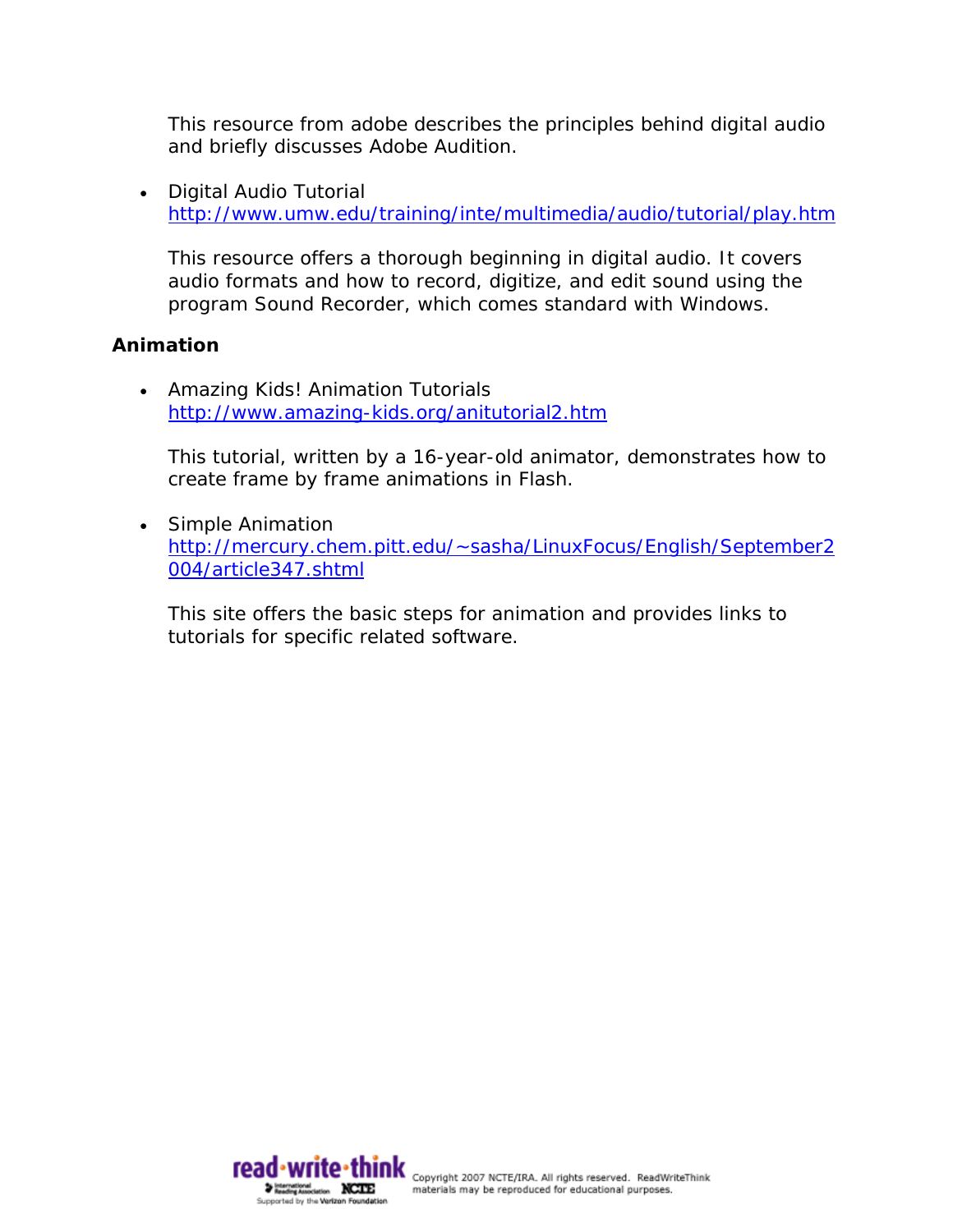This resource from adobe describes the principles behind digital audio and briefly discusses Adobe Audition.

- Digital Audio Tutorial
  http://www.umw.edu/training/inte/multimedia/audio/tutorial/play.htm

  This resource offers a thorough beginning in digital audio. It covers audio formats and how to record, digitize, and edit sound using the program Sound Recorder, which comes standard with Windows.

**Animation**

- Amazing Kids! Animation Tutorials
  http://www.amazing-kids.org/anitutorial2.htm

  This tutorial, written by a 16-year-old animator, demonstrates how to create frame by frame animations in Flash.

- Simple Animation
  http://mercury.chem.pitt.edu/~sasha/LinuxFocus/English/September2004/article347.shtml

  This site offers the basic steps for animation and provides links to tutorials for specific related software.